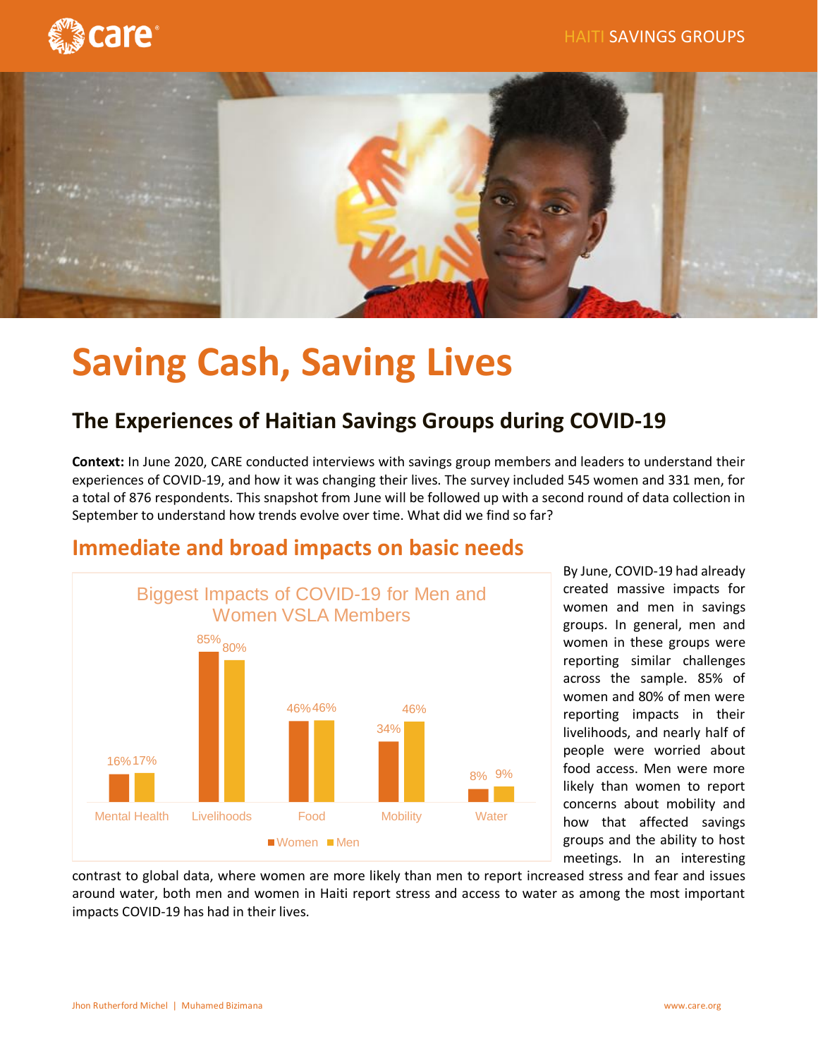# Saving Cash, Saving Lives

## The Experiences of Haitian Savings Groups during COVID-19

**Context:** In June 2020, CARE conducted interviews with savings group members and leaders to understand their experiences of COVID-19, and how it was changing their lives. The survey included 545 women and 331 men, for a total of 876 respondents. This snapshot from June will be followed up with a second round of data collection in September to understand how trends evolve over time. What did we find so far?

## Immediate and broad impacts on basic needs

Biggest Impacts of COVID-19 for Men and Women VSLA Members

| | Women | Men |
|---|---|---|
| Mental Health | 16% | 17% |
| Livelihoods | 85% | 80% |
| Food | 46% | 46% |
| Mobility | 34% | 46% |
| Water | 8% | 9% |

By June, COVID-19 had already created massive impacts for women and men in savings groups. In general, men and women in these groups were reporting similar challenges across the sample. 85% of women and 80% of men were reporting impacts in their livelihoods, and nearly half of people were worried about food access. Men were more likely than women to report concerns about mobility and how that affected savings groups and the ability to host meetings. In an interesting contrast to global data, where women are more likely than men to report increased stress and fear and issues around water, both men and women in Haiti report stress and access to water as among the most important impacts COVID-19 has had in their lives.

Jhon Rutherford Michel | Muhamed Bizimana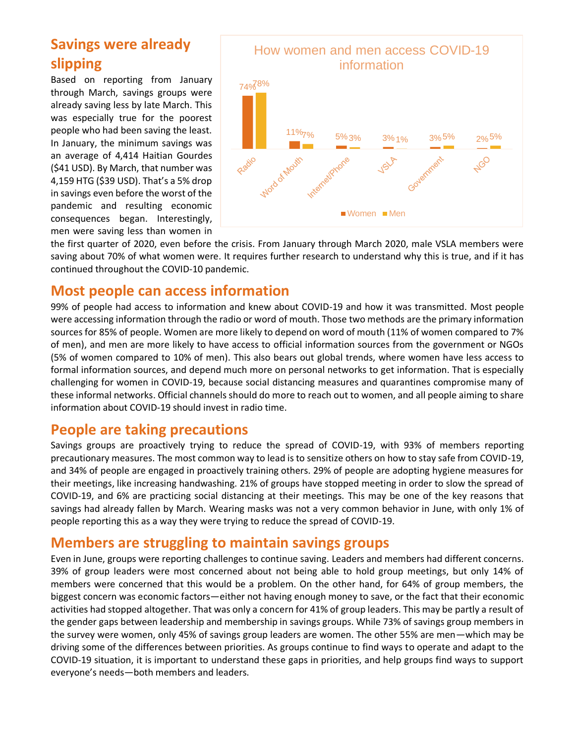## Savings were already slipping

Based on reporting from January through March, savings groups were already saving less by late March. This was especially true for the poorest people who had been saving the least. In January, the minimum savings was an average of 4,414 Haitian Gourdes ($41 USD). By March, that number was 4,159 HTG ($39 USD). That's a 5% drop in savings even before the worst of the pandemic and resulting economic consequences began. Interestingly, men were saving less than women in the first quarter of 2020, even before the crisis. From January through March 2020, male VSLA members were saving about 70% of what women were. It requires further research to understand why this is true, and if it has continued throughout the COVID-10 pandemic.

How women and men access COVID-19 information

Radio: 74% 78%
Word of Mouth: 11% 7%
Internet/Phone: 5% 3%
VSLA: 3% 1%
Government: 3% 5%
NGO: 2% 5%

Women / Men

## Most people can access information

99% of people had access to information and knew about COVID-19 and how it was transmitted. Most people were accessing information through the radio or word of mouth. Those two methods are the primary information sources for 85% of people. Women are more likely to depend on word of mouth (11% of women compared to 7% of men), and men are more likely to have access to official information sources from the government or NGOs (5% of women compared to 10% of men). This also bears out global trends, where women have less access to formal information sources, and depend much more on personal networks to get information. That is especially challenging for women in COVID-19, because social distancing measures and quarantines compromise many of these informal networks. Official channels should do more to reach out to women, and all people aiming to share information about COVID-19 should invest in radio time.

## People are taking precautions

Savings groups are proactively trying to reduce the spread of COVID-19, with 93% of members reporting precautionary measures. The most common way to lead is to sensitize others on how to stay safe from COVID-19, and 34% of people are engaged in proactively training others. 29% of people are adopting hygiene measures for their meetings, like increasing handwashing. 21% of groups have stopped meeting in order to slow the spread of COVID-19, and 6% are practicing social distancing at their meetings. This may be one of the key reasons that savings had already fallen by March. Wearing masks was not a very common behavior in June, with only 1% of people reporting this as a way they were trying to reduce the spread of COVID-19.

## Members are struggling to maintain savings groups

Even in June, groups were reporting challenges to continue saving. Leaders and members had different concerns. 39% of group leaders were most concerned about not being able to hold group meetings, but only 14% of members were concerned that this would be a problem. On the other hand, for 64% of group members, the biggest concern was economic factors—either not having enough money to save, or the fact that their economic activities had stopped altogether. That was only a concern for 41% of group leaders. This may be partly a result of the gender gaps between leadership and membership in savings groups. While 73% of savings group members in the survey were women, only 45% of savings group leaders are women. The other 55% are men—which may be driving some of the differences between priorities. As groups continue to find ways to operate and adapt to the COVID-19 situation, it is important to understand these gaps in priorities, and help groups find ways to support everyone's needs—both members and leaders.